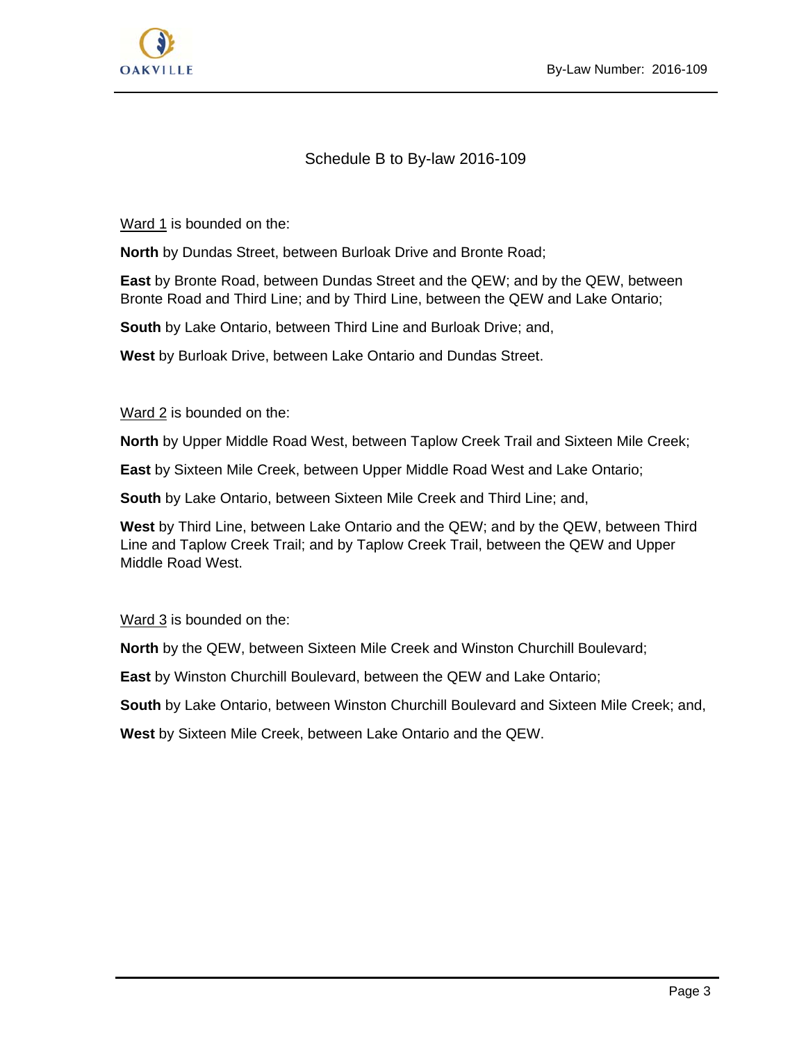# Schedule B to By-law 2016-109

Ward 1 is bounded on the:

**North** by Dundas Street, between Burloak Drive and Bronte Road;

**East** by Bronte Road, between Dundas Street and the QEW; and by the QEW, between Bronte Road and Third Line; and by Third Line, between the QEW and Lake Ontario;

**South** by Lake Ontario, between Third Line and Burloak Drive; and,

**West** by Burloak Drive, between Lake Ontario and Dundas Street.

Ward 2 is bounded on the:

**North** by Upper Middle Road West, between Taplow Creek Trail and Sixteen Mile Creek;

**East** by Sixteen Mile Creek, between Upper Middle Road West and Lake Ontario;

**South** by Lake Ontario, between Sixteen Mile Creek and Third Line; and,

**West** by Third Line, between Lake Ontario and the QEW; and by the QEW, between Third Line and Taplow Creek Trail; and by Taplow Creek Trail, between the QEW and Upper Middle Road West.

Ward 3 is bounded on the:

**North** by the QEW, between Sixteen Mile Creek and Winston Churchill Boulevard;

**East** by Winston Churchill Boulevard, between the QEW and Lake Ontario;

**South** by Lake Ontario, between Winston Churchill Boulevard and Sixteen Mile Creek; and,

**West** by Sixteen Mile Creek, between Lake Ontario and the QEW.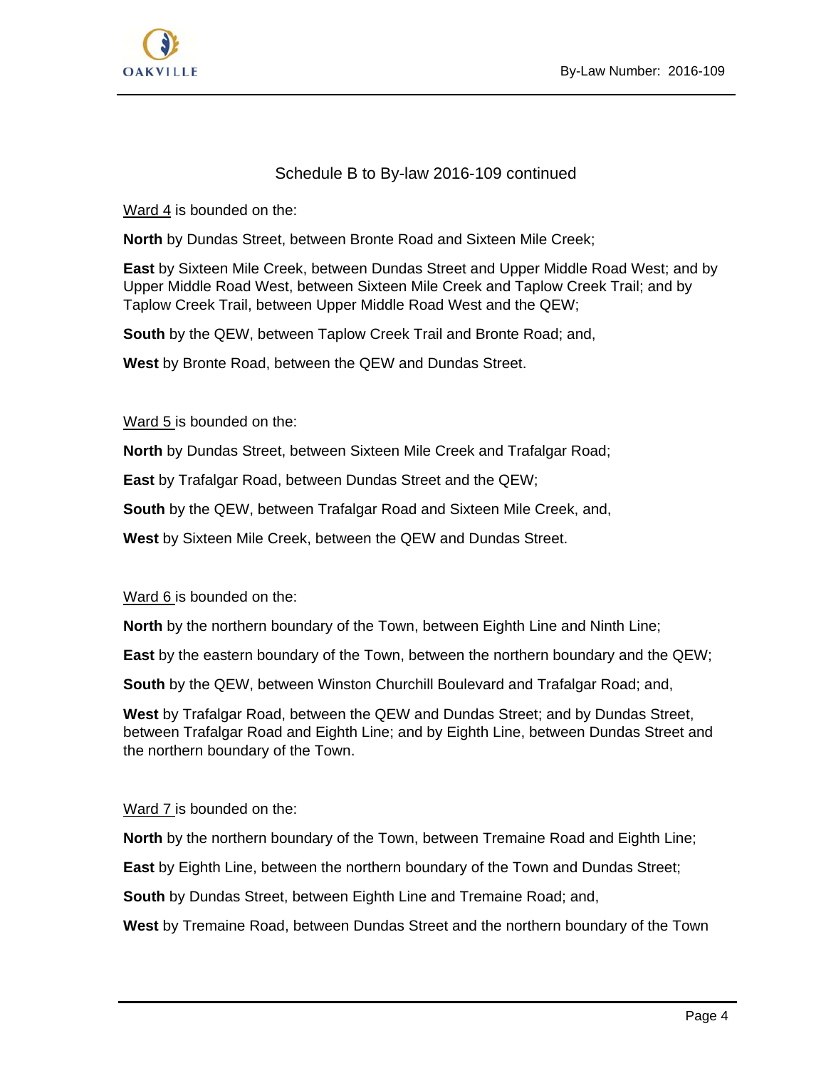Schedule B to By-law 2016-109 continued

Ward 4 is bounded on the:

**North** by Dundas Street, between Bronte Road and Sixteen Mile Creek;

**East** by Sixteen Mile Creek, between Dundas Street and Upper Middle Road West; and by Upper Middle Road West, between Sixteen Mile Creek and Taplow Creek Trail; and by Taplow Creek Trail, between Upper Middle Road West and the QEW;

**South** by the QEW, between Taplow Creek Trail and Bronte Road; and,

**West** by Bronte Road, between the QEW and Dundas Street.

Ward 5 is bounded on the:

**North** by Dundas Street, between Sixteen Mile Creek and Trafalgar Road;

**East** by Trafalgar Road, between Dundas Street and the QEW;

**South** by the QEW, between Trafalgar Road and Sixteen Mile Creek, and,

**West** by Sixteen Mile Creek, between the QEW and Dundas Street.

Ward 6 is bounded on the:

**North** by the northern boundary of the Town, between Eighth Line and Ninth Line;

**East** by the eastern boundary of the Town, between the northern boundary and the QEW;

**South** by the QEW, between Winston Churchill Boulevard and Trafalgar Road; and,

**West** by Trafalgar Road, between the QEW and Dundas Street; and by Dundas Street, between Trafalgar Road and Eighth Line; and by Eighth Line, between Dundas Street and the northern boundary of the Town.

Ward 7 is bounded on the:

**North** by the northern boundary of the Town, between Tremaine Road and Eighth Line;

**East** by Eighth Line, between the northern boundary of the Town and Dundas Street;

**South** by Dundas Street, between Eighth Line and Tremaine Road; and,

**West** by Tremaine Road, between Dundas Street and the northern boundary of the Town